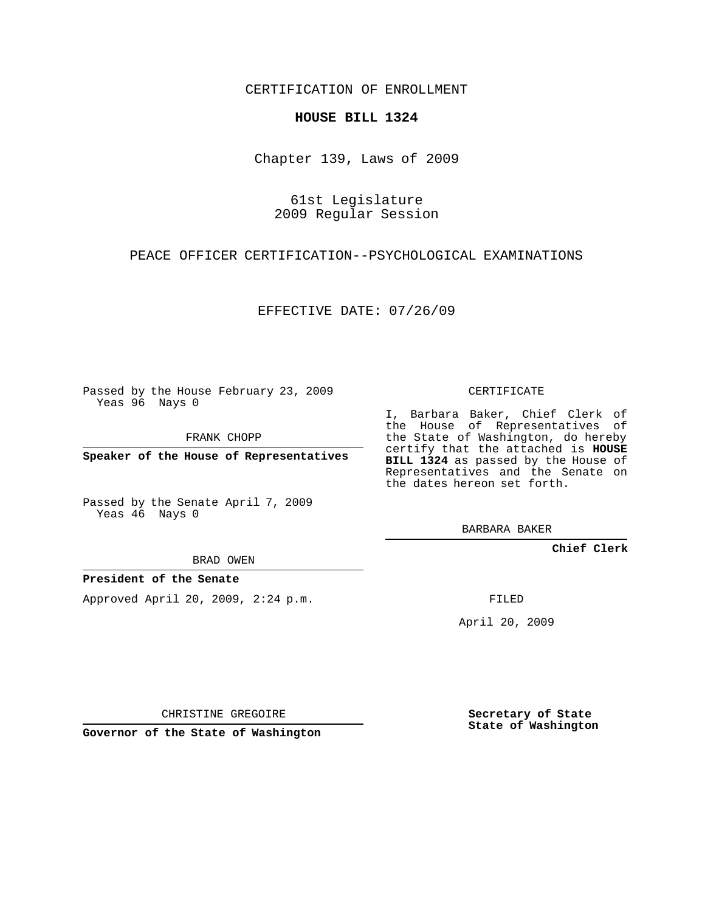CERTIFICATION OF ENROLLMENT

**HOUSE BILL 1324**

Chapter 139, Laws of 2009

61st Legislature
2009 Regular Session

PEACE OFFICER CERTIFICATION--PSYCHOLOGICAL EXAMINATIONS

EFFECTIVE DATE: 07/26/09

Passed by the House February 23, 2009
Yeas 96 Nays 0

FRANK CHOPP

**Speaker of the House of Representatives**

Passed by the Senate April 7, 2009
Yeas 46 Nays 0

BRAD OWEN

**President of the Senate**

Approved April 20, 2009, 2:24 p.m.

CHRISTINE GREGOIRE

**Governor of the State of Washington**

CERTIFICATE

I, Barbara Baker, Chief Clerk of the House of Representatives of the State of Washington, do hereby certify that the attached is **HOUSE BILL 1324** as passed by the House of Representatives and the Senate on the dates hereon set forth.

BARBARA BAKER

**Chief Clerk**

FILED

April 20, 2009

**Secretary of State**
**State of Washington**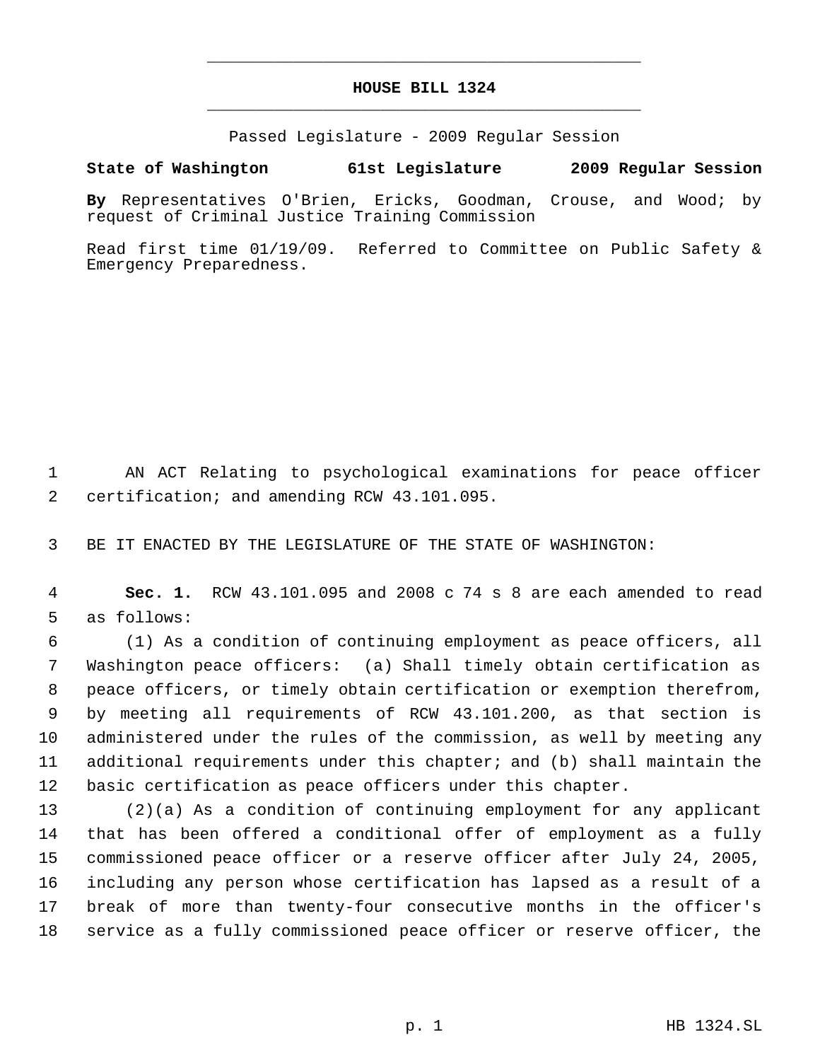# HOUSE BILL 1324

Passed Legislature - 2009 Regular Session

**State of Washington 61st Legislature 2009 Regular Session**

**By** Representatives O'Brien, Ericks, Goodman, Crouse, and Wood; by request of Criminal Justice Training Commission

Read first time 01/19/09. Referred to Committee on Public Safety & Emergency Preparedness.

AN ACT Relating to psychological examinations for peace officer certification; and amending RCW 43.101.095.

BE IT ENACTED BY THE LEGISLATURE OF THE STATE OF WASHINGTON:

**Sec. 1.** RCW 43.101.095 and 2008 c 74 s 8 are each amended to read as follows:

(1) As a condition of continuing employment as peace officers, all Washington peace officers: (a) Shall timely obtain certification as peace officers, or timely obtain certification or exemption therefrom, by meeting all requirements of RCW 43.101.200, as that section is administered under the rules of the commission, as well by meeting any additional requirements under this chapter; and (b) shall maintain the basic certification as peace officers under this chapter.

(2)(a) As a condition of continuing employment for any applicant that has been offered a conditional offer of employment as a fully commissioned peace officer or a reserve officer after July 24, 2005, including any person whose certification has lapsed as a result of a break of more than twenty-four consecutive months in the officer's service as a fully commissioned peace officer or reserve officer, the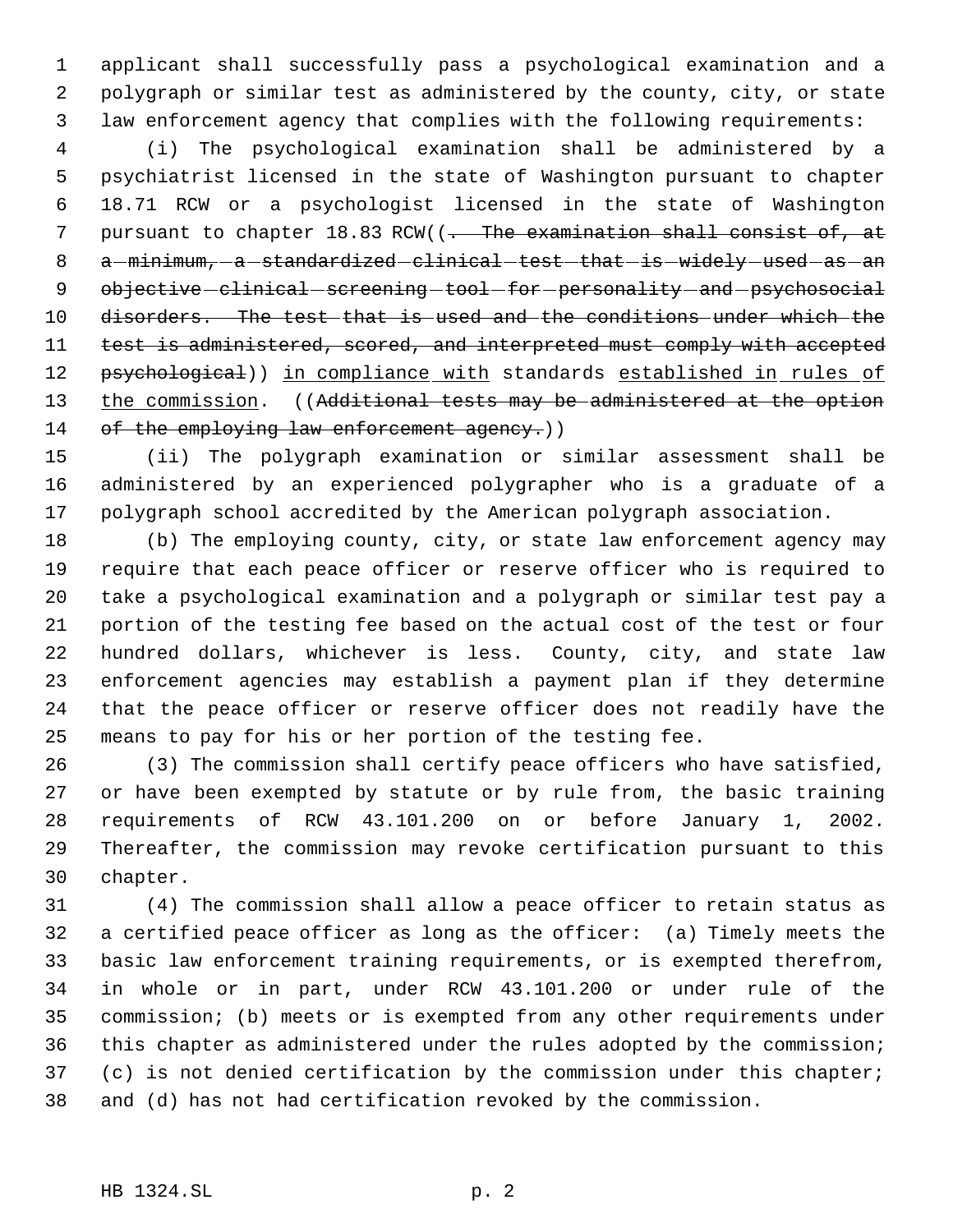applicant shall successfully pass a psychological examination and a polygraph or similar test as administered by the county, city, or state law enforcement agency that complies with the following requirements:

(i) The psychological examination shall be administered by a psychiatrist licensed in the state of Washington pursuant to chapter 18.71 RCW or a psychologist licensed in the state of Washington pursuant to chapter 18.83 RCW((~~. The examination shall consist of, at a minimum, a standardized clinical test that is widely used as an objective clinical screening tool for personality and psychosocial disorders. The test that is used and the conditions under which the test is administered, scored, and interpreted must comply with accepted psychological~~)) in compliance with standards established in rules of the commission. ((~~Additional tests may be administered at the option of the employing law enforcement agency.~~))

(ii) The polygraph examination or similar assessment shall be administered by an experienced polygrapher who is a graduate of a polygraph school accredited by the American polygraph association.

(b) The employing county, city, or state law enforcement agency may require that each peace officer or reserve officer who is required to take a psychological examination and a polygraph or similar test pay a portion of the testing fee based on the actual cost of the test or four hundred dollars, whichever is less. County, city, and state law enforcement agencies may establish a payment plan if they determine that the peace officer or reserve officer does not readily have the means to pay for his or her portion of the testing fee.

(3) The commission shall certify peace officers who have satisfied, or have been exempted by statute or by rule from, the basic training requirements of RCW 43.101.200 on or before January 1, 2002. Thereafter, the commission may revoke certification pursuant to this chapter.

(4) The commission shall allow a peace officer to retain status as a certified peace officer as long as the officer: (a) Timely meets the basic law enforcement training requirements, or is exempted therefrom, in whole or in part, under RCW 43.101.200 or under rule of the commission; (b) meets or is exempted from any other requirements under this chapter as administered under the rules adopted by the commission; (c) is not denied certification by the commission under this chapter; and (d) has not had certification revoked by the commission.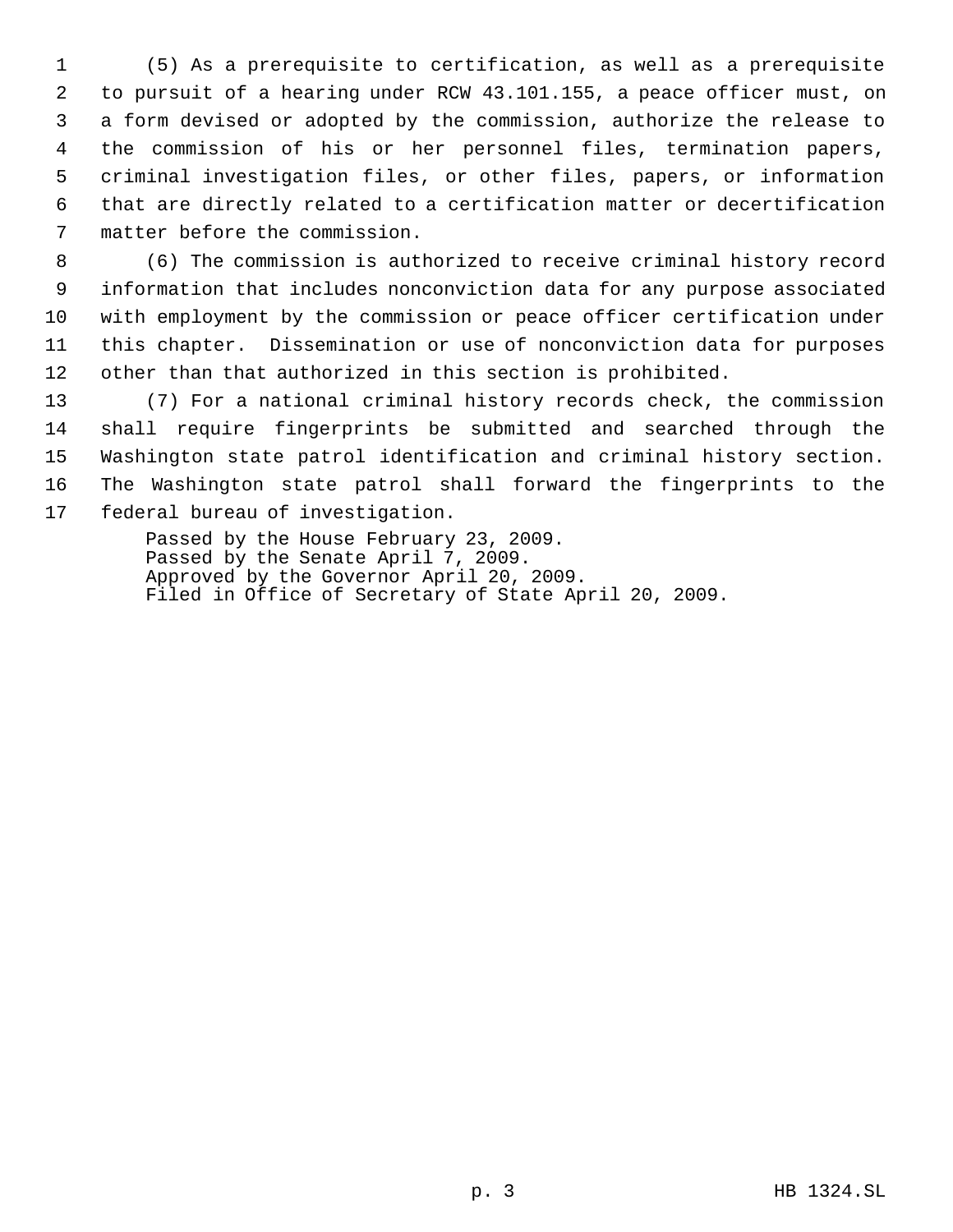(5) As a prerequisite to certification, as well as a prerequisite to pursuit of a hearing under RCW 43.101.155, a peace officer must, on a form devised or adopted by the commission, authorize the release to the commission of his or her personnel files, termination papers, criminal investigation files, or other files, papers, or information that are directly related to a certification matter or decertification matter before the commission.

(6) The commission is authorized to receive criminal history record information that includes nonconviction data for any purpose associated with employment by the commission or peace officer certification under this chapter. Dissemination or use of nonconviction data for purposes other than that authorized in this section is prohibited.

(7) For a national criminal history records check, the commission shall require fingerprints be submitted and searched through the Washington state patrol identification and criminal history section. The Washington state patrol shall forward the fingerprints to the federal bureau of investigation.

Passed by the House February 23, 2009.
Passed by the Senate April 7, 2009.
Approved by the Governor April 20, 2009.
Filed in Office of Secretary of State April 20, 2009.